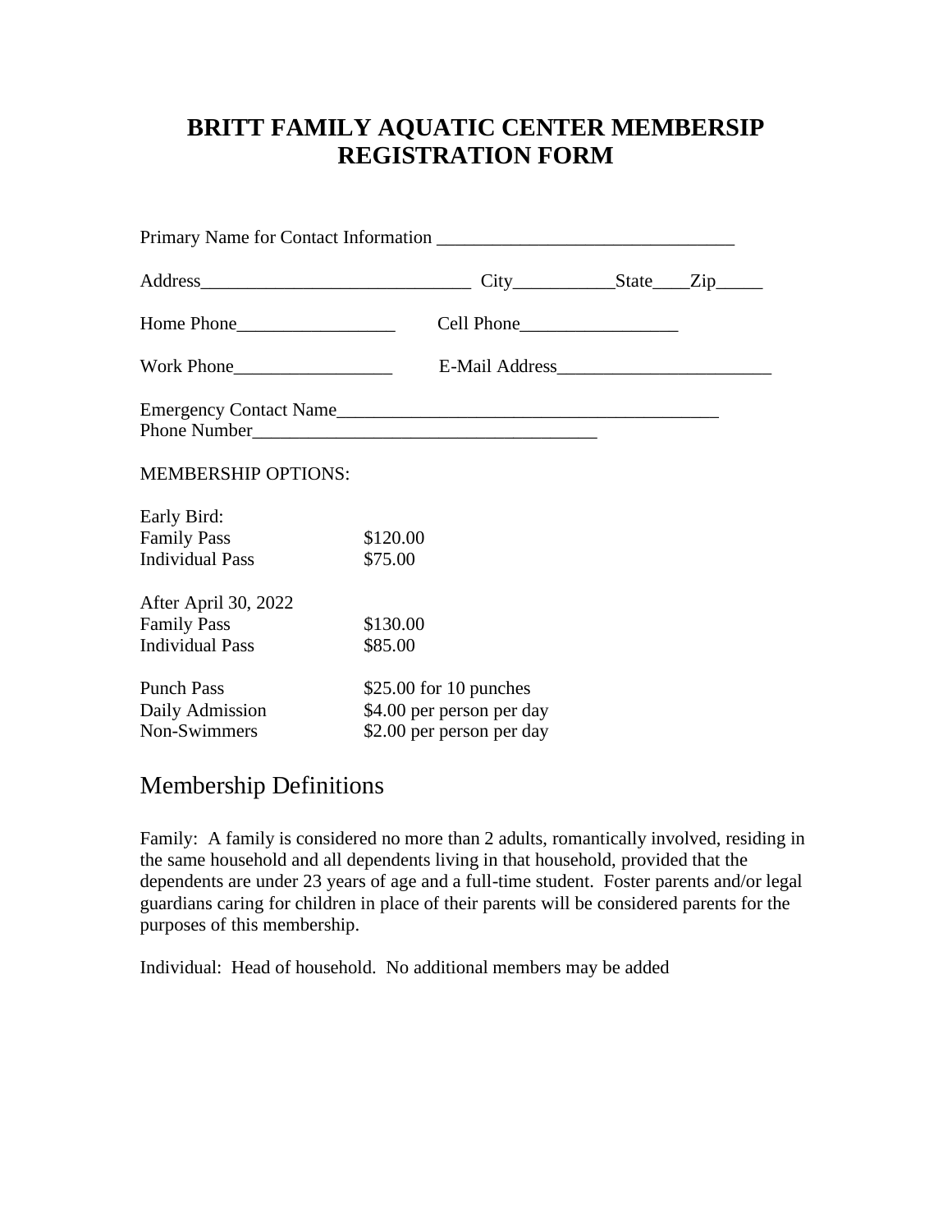# BRITT FAMILY AQUATIC CENTER MEMBERSIP REGISTRATION FORM

Primary Name for Contact Information ________________________________

Address_____________________________ City___________State____Zip_____

Home Phone_________________ Cell Phone_________________

Work Phone_________________ E-Mail Address_______________________

Emergency Contact Name__________________________________________
Phone Number______________________________________

MEMBERSHIP OPTIONS:

Early Bird:

| | |
|---|---|
| Family Pass | $120.00 |
| Individual Pass | $75.00 |

After April 30, 2022

| | |
|---|---|
| Family Pass | $130.00 |
| Individual Pass | $85.00 |

| | |
|---|---|
| Punch Pass | $25.00 for 10 punches |
| Daily Admission | $4.00 per person per day |
| Non-Swimmers | $2.00 per person per day |

## Membership Definitions

Family: A family is considered no more than 2 adults, romantically involved, residing in the same household and all dependents living in that household, provided that the dependents are under 23 years of age and a full-time student. Foster parents and/or legal guardians caring for children in place of their parents will be considered parents for the purposes of this membership.

Individual: Head of household. No additional members may be added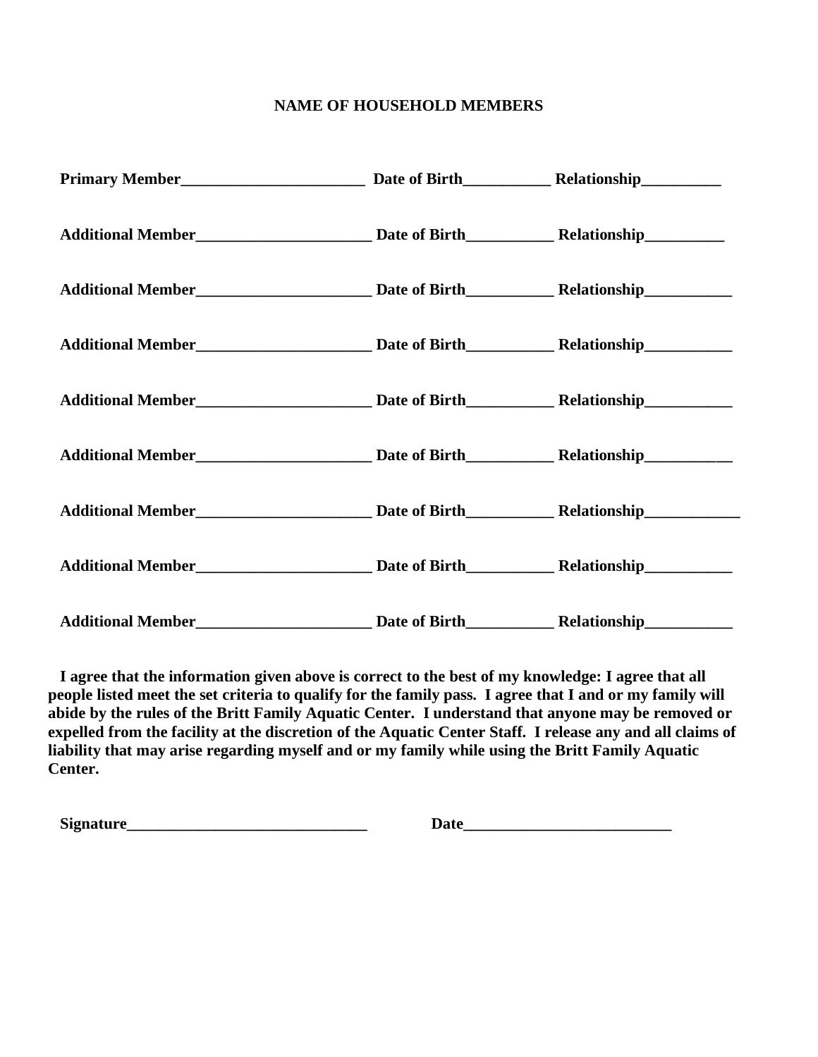**NAME OF HOUSEHOLD MEMBERS**

**Primary Member_______________________ Date of Birth___________ Relationship__________**

**Additional Member______________________ Date of Birth___________ Relationship__________**

**Additional Member______________________ Date of Birth___________ Relationship___________**

**Additional Member______________________ Date of Birth___________ Relationship___________**

**Additional Member______________________ Date of Birth___________ Relationship___________**

**Additional Member______________________ Date of Birth___________ Relationship___________**

**Additional Member______________________ Date of Birth___________ Relationship____________**

**Additional Member______________________ Date of Birth___________ Relationship___________**

**Additional Member______________________ Date of Birth___________ Relationship___________**

**I agree that the information given above is correct to the best of my knowledge: I agree that all people listed meet the set criteria to qualify for the family pass. I agree that I and or my family will abide by the rules of the Britt Family Aquatic Center. I understand that anyone may be removed or expelled from the facility at the discretion of the Aquatic Center Staff. I release any and all claims of liability that may arise regarding myself and or my family while using the Britt Family Aquatic Center.**

**Signature_______________________________ Date__________________________**